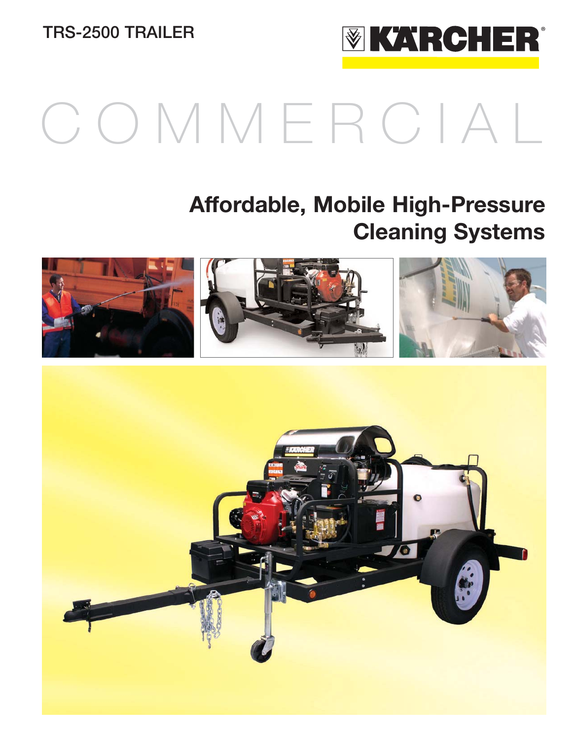TRS-2500 TRAILER

KÄRCHER®

# COMMERCIAL

## Affordable, Mobile High-Pressure Cleaning Systems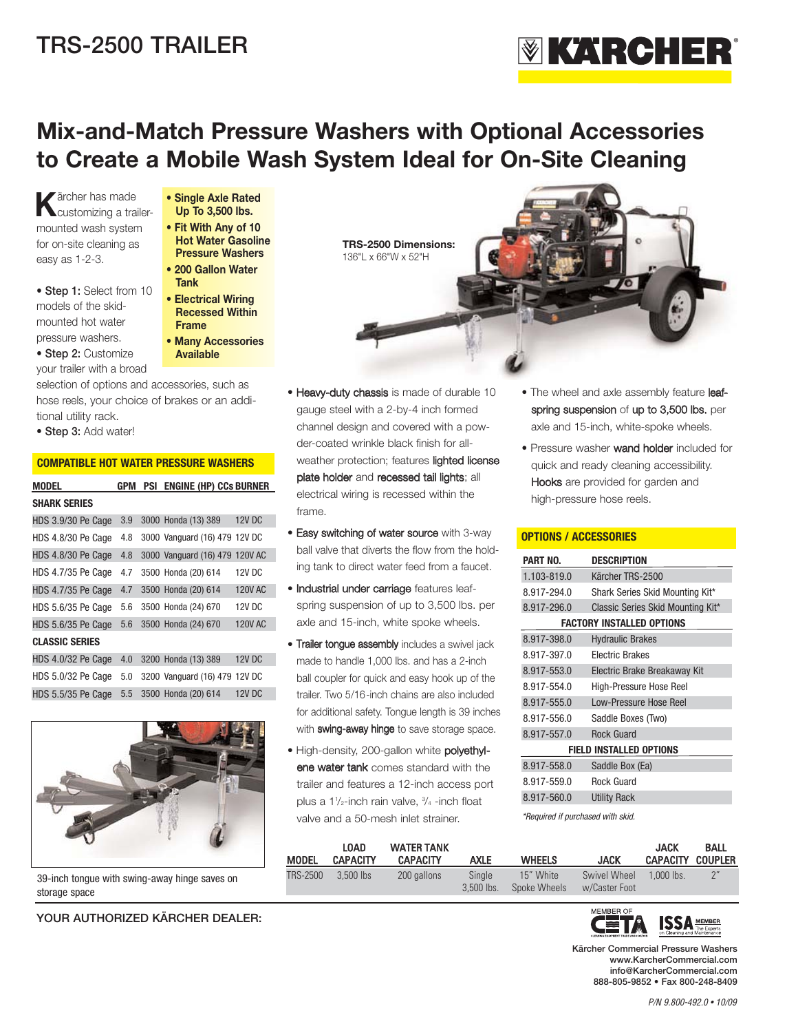# TRS-2500 TRAILER

KÄRCHER

## Mix-and-Match Pressure Washers with Optional Accessories to Create a Mobile Wash System Ideal for On-Site Cleaning

Kärcher has made customizing a trailer-mounted wash system for on-site cleaning as easy as 1-2-3.

- **Step 1:** Select from 10 models of the skid-mounted hot water pressure washers.
- **Step 2:** Customize your trailer with a broad selection of options and accessories, such as hose reels, your choice of brakes or an additional utility rack.
- **Step 3:** Add water!

- **Single Axle Rated Up To 3,500 lbs.**
- **Fit With Any of 10 Hot Water Gasoline Pressure Washers**
- **200 Gallon Water Tank**
- **Electrical Wiring Recessed Within Frame**
- **Many Accessories Available**

**TRS-2500 Dimensions:**
136"L x 66"W x 52"H

### COMPATIBLE HOT WATER PRESSURE WASHERS

| MODEL | GPM | PSI | ENGINE (HP) CCs | BURNER |
|---|---|---|---|---|
| **SHARK SERIES** | | | | |
| HDS 3.9/30 Pe Cage | 3.9 | 3000 | Honda (13) 389 | 12V DC |
| HDS 4.8/30 Pe Cage | 4.8 | 3000 | Vanguard (16) 479 | 12V DC |
| HDS 4.8/30 Pe Cage | 4.8 | 3000 | Vanguard (16) 479 | 120V AC |
| HDS 4.7/35 Pe Cage | 4.7 | 3500 | Honda (20) 614 | 12V DC |
| HDS 4.7/35 Pe Cage | 4.7 | 3500 | Honda (20) 614 | 120V AC |
| HDS 5.6/35 Pe Cage | 5.6 | 3500 | Honda (24) 670 | 12V DC |
| HDS 5.6/35 Pe Cage | 5.6 | 3500 | Honda (24) 670 | 120V AC |
| **CLASSIC SERIES** | | | | |
| HDS 4.0/32 Pe Cage | 4.0 | 3200 | Honda (13) 389 | 12V DC |
| HDS 5.0/32 Pe Cage | 5.0 | 3200 | Vanguard (16) 479 | 12V DC |
| HDS 5.5/35 Pe Cage | 5.5 | 3500 | Honda (20) 614 | 12V DC |

39-inch tongue with swing-away hinge saves on storage space

- **Heavy-duty chassis** is made of durable 10 gauge steel with a 2-by-4 inch formed channel design and covered with a powder-coated wrinkle black finish for all-weather protection; features **lighted license plate holder** and **recessed tail lights**; all electrical wiring is recessed within the frame.
- **Easy switching of water source** with 3-way ball valve that diverts the flow from the holding tank to direct water feed from a faucet.
- **Industrial under carriage** features leaf-spring suspension of up to 3,500 lbs. per axle and 15-inch, white spoke wheels.
- **Trailer tongue assembly** includes a swivel jack made to handle 1,000 lbs. and has a 2-inch ball coupler for quick and easy hook up of the trailer. Two 5/16-inch chains are also included for additional safety. Tongue length is 39 inches with **swing-away hinge** to save storage space.
- High-density, 200-gallon white **polyethylene water tank** comes standard with the trailer and features a 12-inch access port plus a 1½-inch rain valve, ¾-inch float valve and a 50-mesh inlet strainer.
- The wheel and axle assembly feature **leaf-spring suspension** of **up to 3,500 lbs.** per axle and 15-inch, white-spoke wheels.
- Pressure washer **wand holder** included for quick and ready cleaning accessibility. **Hooks** are provided for garden and high-pressure hose reels.

### OPTIONS / ACCESSORIES

| PART NO. | DESCRIPTION |
|---|---|
| 1.103-819.0 | Kärcher TRS-2500 |
| 8.917-294.0 | Shark Series Skid Mounting Kit* |
| 8.917-296.0 | Classic Series Skid Mounting Kit* |
| **FACTORY INSTALLED OPTIONS** | |
| 8.917-398.0 | Hydraulic Brakes |
| 8.917-397.0 | Electric Brakes |
| 8.917-553.0 | Electric Brake Breakaway Kit |
| 8.917-554.0 | High-Pressure Hose Reel |
| 8.917-555.0 | Low-Pressure Hose Reel |
| 8.917-556.0 | Saddle Boxes (Two) |
| 8.917-557.0 | Rock Guard |
| **FIELD INSTALLED OPTIONS** | |
| 8.917-558.0 | Saddle Box (Ea) |
| 8.917-559.0 | Rock Guard |
| 8.917-560.0 | Utility Rack |

*\*Required if purchased with skid.*

| MODEL | LOAD CAPACITY | WATER TANK CAPACITY | AXLE | WHEELS | JACK | JACK CAPACITY | BALL COUPLER |
|---|---|---|---|---|---|---|---|
| TRS-2500 | 3,500 lbs | 200 gallons | Single 3,500 lbs. | 15" White Spoke Wheels | Swivel Wheel w/Caster Foot | 1,000 lbs. | 2" |

**YOUR AUTHORIZED KÄRCHER DEALER:**

MEMBER OF CETA — ISSA MEMBER

**Kärcher Commercial Pressure Washers**
**www.KarcherCommercial.com**
**info@KarcherCommercial.com**
**888-805-9852 • Fax 800-248-8409**

*P/N 9.800-492.0 • 10/09*